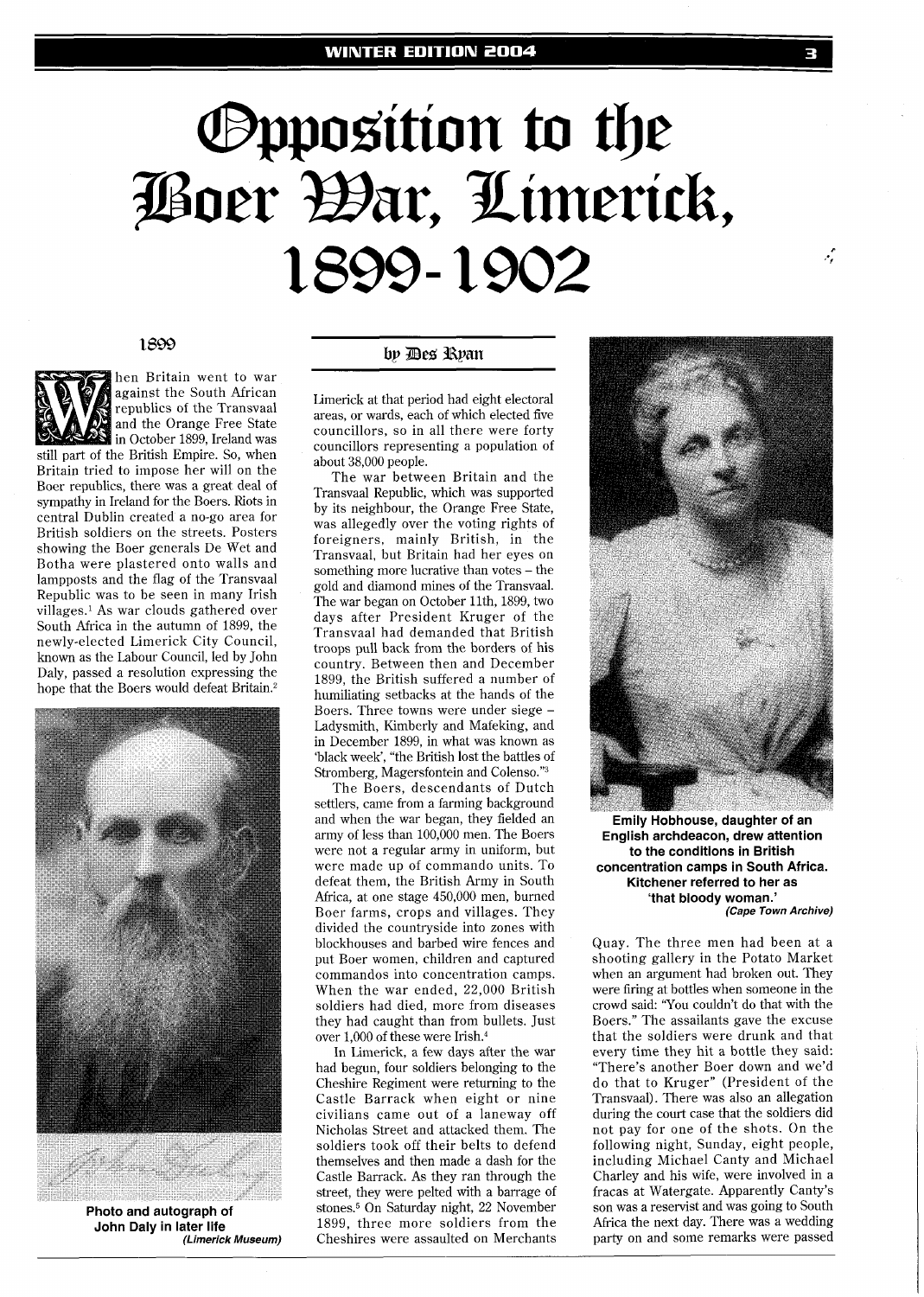# Opposition to the Boer War, Limerick, 1899-1902

by Des Ryan

## 1899

When Britain went to war against the South African republics of the Transvaal and the Orange Free State in October 1899, Ireland was still part of the British Empire. So, when Britain tried to impose her will on the Boer republics, there was a great deal of sympathy in Ireland for the Boers. Riots in central Dublin created a no-go area for British soldiers on the streets. Posters showing the Boer generals De Wet and Botha were plastered onto walls and lampposts and the flag of the Transvaal Republic was to be seen in many Irish villages.[1] As war clouds gathered over South Africa in the autumn of 1899, the newly-elected Limerick City Council, known as the Labour Council, led by John Daly, passed a resolution expressing the hope that the Boers would defeat Britain.[2]

**Photo and autograph of John Daly in later life**
*(Limerick Museum)*

Limerick at that period had eight electoral areas, or wards, each of which elected five councillors, so in all there were forty councillors representing a population of about 38,000 people.

The war between Britain and the Transvaal Republic, which was supported by its neighbour, the Orange Free State, was allegedly over the voting rights of foreigners, mainly British, in the Transvaal, but Britain had her eyes on something more lucrative than votes – the gold and diamond mines of the Transvaal. The war began on October 11th, 1899, two days after President Kruger of the Transvaal had demanded that British troops pull back from the borders of his country. Between then and December 1899, the British suffered a number of humiliating setbacks at the hands of the Boers. Three towns were under siege – Ladysmith, Kimberly and Mafeking, and in December 1899, in what was known as 'black week', "the British lost the battles of Stromberg, Magersfontein and Colenso."[3]

The Boers, descendants of Dutch settlers, came from a farming background and when the war began, they fielded an army of less than 100,000 men. The Boers were not a regular army in uniform, but were made up of commando units. To defeat them, the British Army in South Africa, at one stage 450,000 men, burned Boer farms, crops and villages. They divided the countryside into zones with blockhouses and barbed wire fences and put Boer women, children and captured commandos into concentration camps. When the war ended, 22,000 British soldiers had died, more from diseases they had caught than from bullets. Just over 1,000 of these were Irish.[4]

In Limerick, a few days after the war had begun, four soldiers belonging to the Cheshire Regiment were returning to the Castle Barrack when eight or nine civilians came out of a laneway off Nicholas Street and attacked them. The soldiers took off their belts to defend themselves and then made a dash for the Castle Barrack. As they ran through the street, they were pelted with a barrage of stones.[5] On Saturday night, 22 November 1899, three more soldiers from the Cheshires were assaulted on Merchants Quay. The three men had been at a shooting gallery in the Potato Market when an argument had broken out. They were firing at bottles when someone in the crowd said: "You couldn't do that with the Boers." The assailants gave the excuse that the soldiers were drunk and that every time they hit a bottle they said: "There's another Boer down and we'd do that to Kruger" (President of the Transvaal). There was also an allegation during the court case that the soldiers did not pay for one of the shots. On the following night, Sunday, eight people, including Michael Canty and Michael Charley and his wife, were involved in a fracas at Watergate. Apparently Canty's son was a reservist and was going to South Africa the next day. There was a wedding party on and some remarks were passed

**Emily Hobhouse, daughter of an English archdeacon, drew attention to the conditions in British concentration camps in South Africa. Kitchener referred to her as 'that bloody woman.'**
*(Cape Town Archive)*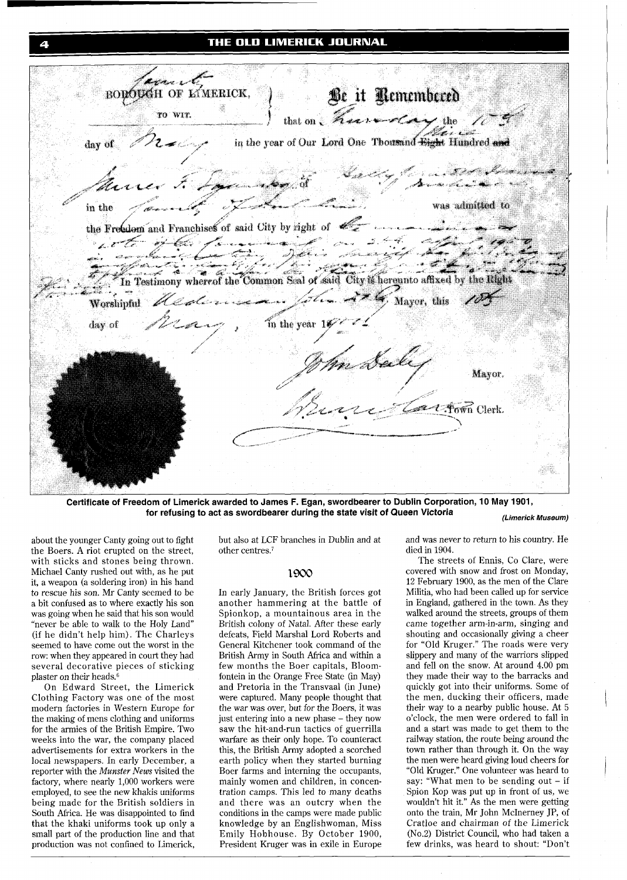Certificate of Freedom of Limerick awarded to James F. Egan, swordbearer to Dublin Corporation, 10 May 1901, for refusing to act as swordbearer during the state visit of Queen Victoria *(Limerick Museum)*

about the younger Canty going out to fight the Boers. A riot erupted on the street, with sticks and stones being thrown. Michael Canty rushed out with, as he put it, a weapon (a soldering iron) in his hand to rescue his son. Mr Canty seemed to be a bit confused as to where exactly his son was going when he said that his son would "never be able to walk to the Holy Land" (if he didn't help him). The Charleys seemed to have come out the worst in the row: when they appeared in court they had several decorative pieces of sticking plaster on their heads.[6]

On Edward Street, the Limerick Clothing Factory was one of the most modern factories in Western Europe for the making of mens clothing and uniforms for the armies of the British Empire. Two weeks into the war, the company placed advertisements for extra workers in the local newspapers. In early December, a reporter with the *Munster News* visited the factory, where nearly 1,000 workers were employed, to see the new khakis uniforms being made for the British soldiers in South Africa. He was disappointed to find that the khaki uniforms took up only a small part of the production line and that production was not confined to Limerick, but also at LCF branches in Dublin and at other centres.[7]

## 1900

In early January, the British forces got another hammering at the battle of Spionkop, a mountainous area in the British colony of Natal. After these early defeats, Field Marshal Lord Roberts and General Kitchener took command of the British Army in South Africa and within a few months the Boer capitals, Bloemfontein in the Orange Free State (in May) and Pretoria in the Transvaal (in June) were captured. Many people thought that the war was over, but for the Boers, it was just entering into a new phase – they now saw the hit-and-run tactics of guerrilla warfare as their only hope. To counteract this, the British Army adopted a scorched earth policy when they started burning Boer farms and interning the occupants, mainly women and children, in concentration camps. This led to many deaths and there was an outcry when the conditions in the camps were made public knowledge by an Englishwoman, Miss Emily Hobhouse. By October 1900, President Kruger was in exile in Europe and was never to return to his country. He died in 1904.

The streets of Ennis, Co Clare, were covered with snow and frost on Monday, 12 February 1900, as the men of the Clare Militia, who had been called up for service in England, gathered in the town. As they walked around the streets, groups of them came together arm-in-arm, singing and shouting and occasionally giving a cheer for "Old Kruger." The roads were very slippery and many of the warriors slipped and fell on the snow. At around 4.00 pm they made their way to the barracks and quickly got into their uniforms. Some of the men, ducking their officers, made their way to a nearby public house. At 5 o'clock, the men were ordered to fall in and a start was made to get them to the railway station, the route being around the town rather than through it. On the way the men were heard giving loud cheers for "Old Kruger." One volunteer was heard to say: "What men to be sending out – if Spion Kop was put up in front of us, we wouldn't hit it." As the men were getting onto the train, Mr John McInerney JP, of Cratloe and chairman of the Limerick (No.2) District Council, who had taken a few drinks, was heard to shout: "Don't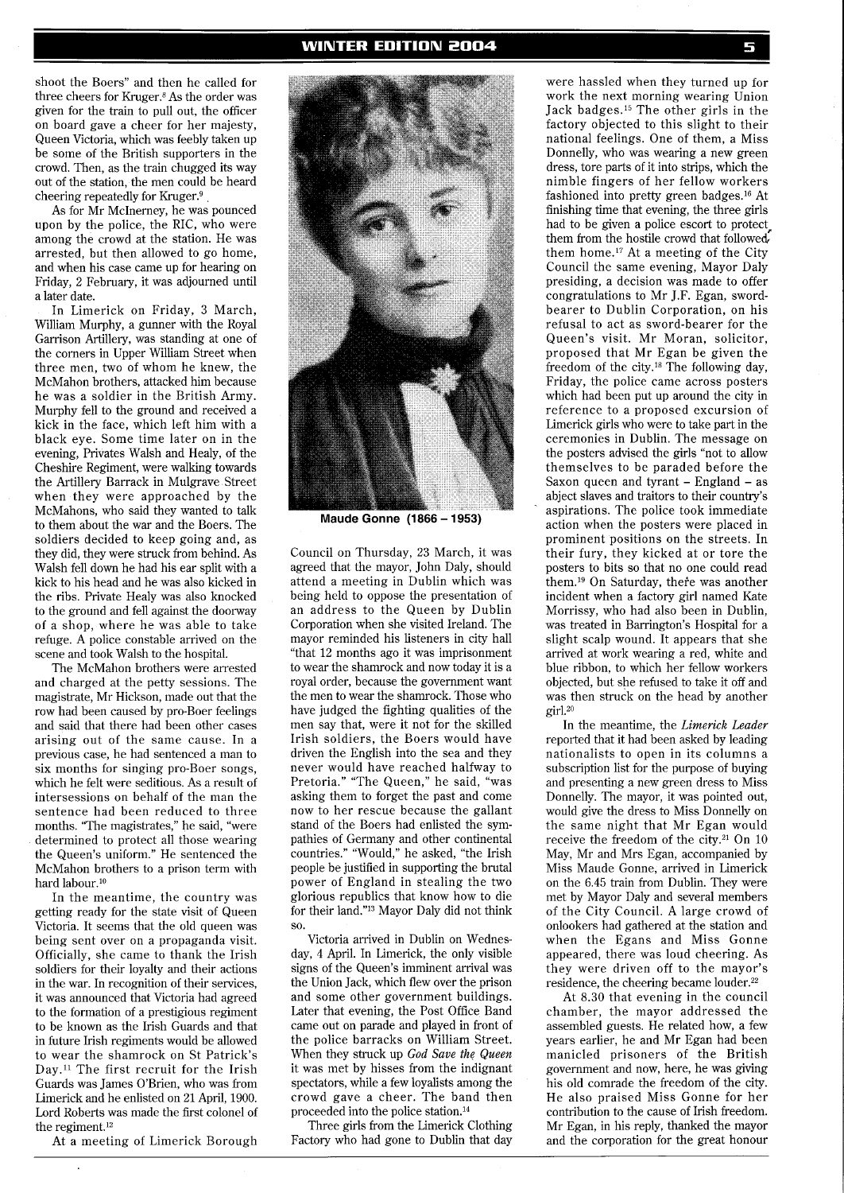shoot the Boers" and then he called for three cheers for Kruger.[8] As the order was given for the train to pull out, the officer on board gave a cheer for her majesty, Queen Victoria, which was feebly taken up be some of the British supporters in the crowd. Then, as the train chugged its way out of the station, the men could be heard cheering repeatedly for Kruger.[9]

As for Mr McInerney, he was pounced upon by the police, the RIC, who were among the crowd at the station. He was arrested, but then allowed to go home, and when his case came up for hearing on Friday, 2 February, it was adjourned until a later date.

In Limerick on Friday, 3 March, William Murphy, a gunner with the Royal Garrison Artillery, was standing at one of the corners in Upper William Street when three men, two of whom he knew, the McMahon brothers, attacked him because he was a soldier in the British Army. Murphy fell to the ground and received a kick in the face, which left him with a black eye. Some time later on in the evening, Privates Walsh and Healy, of the Cheshire Regiment, were walking towards the Artillery Barrack in Mulgrave Street when they were approached by the McMahons, who said they wanted to talk to them about the war and the Boers. The soldiers decided to keep going and, as they did, they were struck from behind. As Walsh fell down he had his ear split with a kick to his head and he was also kicked in the ribs. Private Healy was also knocked to the ground and fell against the doorway of a shop, where he was able to take refuge. A police constable arrived on the scene and took Walsh to the hospital.

The McMahon brothers were arrested and charged at the petty sessions. The magistrate, Mr Hickson, made out that the row had been caused by pro-Boer feelings and said that there had been other cases arising out of the same cause. In a previous case, he had sentenced a man to six months for singing pro-Boer songs, which he felt were seditious. As a result of intersessions on behalf of the man the sentence had been reduced to three months. "The magistrates," he said, "were determined to protect all those wearing the Queen's uniform." He sentenced the McMahon brothers to a prison term with hard labour.[10]

In the meantime, the country was getting ready for the state visit of Queen Victoria. It seems that the old queen was being sent over on a propaganda visit. Officially, she came to thank the Irish soldiers for their loyalty and their actions in the war. In recognition of their services, it was announced that Victoria had agreed to the formation of a prestigious regiment to be known as the Irish Guards and that in future Irish regiments would be allowed to wear the shamrock on St Patrick's Day.[11] The first recruit for the Irish Guards was James O'Brien, who was from Limerick and he enlisted on 21 April, 1900. Lord Roberts was made the first colonel of the regiment.[12]

At a meeting of Limerick Borough Council on Thursday, 23 March, it was agreed that the mayor, John Daly, should attend a meeting in Dublin which was being held to oppose the presentation of an address to the Queen by Dublin Corporation when she visited Ireland. The mayor reminded his listeners in city hall "that 12 months ago it was imprisonment to wear the shamrock and now today it is a royal order, because the government want the men to wear the shamrock. Those who have judged the fighting qualities of the men say that, were it not for the skilled Irish soldiers, the Boers would have driven the English into the sea and they never would have reached halfway to Pretoria." "The Queen," he said, "was asking them to forget the past and come now to her rescue because the gallant stand of the Boers had enlisted the sympathies of Germany and other continental countries." "Would," he asked, "the Irish people be justified in supporting the brutal power of England in stealing the two glorious republics that know how to die for their land."[13] Mayor Daly did not think so.

Maude Gonne (1866 – 1953)

Victoria arrived in Dublin on Wednesday, 4 April. In Limerick, the only visible signs of the Queen's imminent arrival was the Union Jack, which flew over the prison and some other government buildings. Later that evening, the Post Office Band came out on parade and played in front of the police barracks on William Street. When they struck up *God Save the Queen* it was met by hisses from the indignant spectators, while a few loyalists among the crowd gave a cheer. The band then proceeded into the police station.[14]

Three girls from the Limerick Clothing Factory who had gone to Dublin that day were hassled when they turned up for work the next morning wearing Union Jack badges.[15] The other girls in the factory objected to this slight to their national feelings. One of them, a Miss Donnelly, who was wearing a new green dress, tore parts of it into strips, which the nimble fingers of her fellow workers fashioned into pretty green badges.[16] At finishing time that evening, the three girls had to be given a police escort to protect them from the hostile crowd that followed them home.[17] At a meeting of the City Council the same evening, Mayor Daly presiding, a decision was made to offer congratulations to Mr J.F. Egan, sword-bearer to Dublin Corporation, on his refusal to act as sword-bearer for the Queen's visit. Mr Moran, solicitor, proposed that Mr Egan be given the freedom of the city.[18] The following day, Friday, the police came across posters which had been put up around the city in reference to a proposed excursion of Limerick girls who were to take part in the ceremonies in Dublin. The message on the posters advised the girls "not to allow themselves to be paraded before the Saxon queen and tyrant – England – as abject slaves and traitors to their country's aspirations. The police took immediate action when the posters were placed in prominent positions on the streets. In their fury, they kicked at or tore the posters to bits so that no one could read them.[19] On Saturday, there was another incident when a factory girl named Kate Morrissy, who had also been in Dublin, was treated in Barrington's Hospital for a slight scalp wound. It appears that she arrived at work wearing a red, white and blue ribbon, to which her fellow workers objected, but she refused to take it off and was then struck on the head by another girl.[20]

In the meantime, the *Limerick Leader* reported that it had been asked by leading nationalists to open in its columns a subscription list for the purpose of buying and presenting a new green dress to Miss Donnelly. The mayor, it was pointed out, would give the dress to Miss Donnelly on the same night that Mr Egan would receive the freedom of the city.[21] On 10 May, Mr and Mrs Egan, accompanied by Miss Maude Gonne, arrived in Limerick on the 6.45 train from Dublin. They were met by Mayor Daly and several members of the City Council. A large crowd of onlookers had gathered at the station and when the Egans and Miss Gonne appeared, there was loud cheering. As they were driven off to the mayor's residence, the cheering became louder.[22]

At 8.30 that evening in the council chamber, the mayor addressed the assembled guests. He related how, a few years earlier, he and Mr Egan had been manicled prisoners of the British government and now, here, he was giving his old comrade the freedom of the city. He also praised Miss Gonne for her contribution to the cause of Irish freedom. Mr Egan, in his reply, thanked the mayor and the corporation for the great honour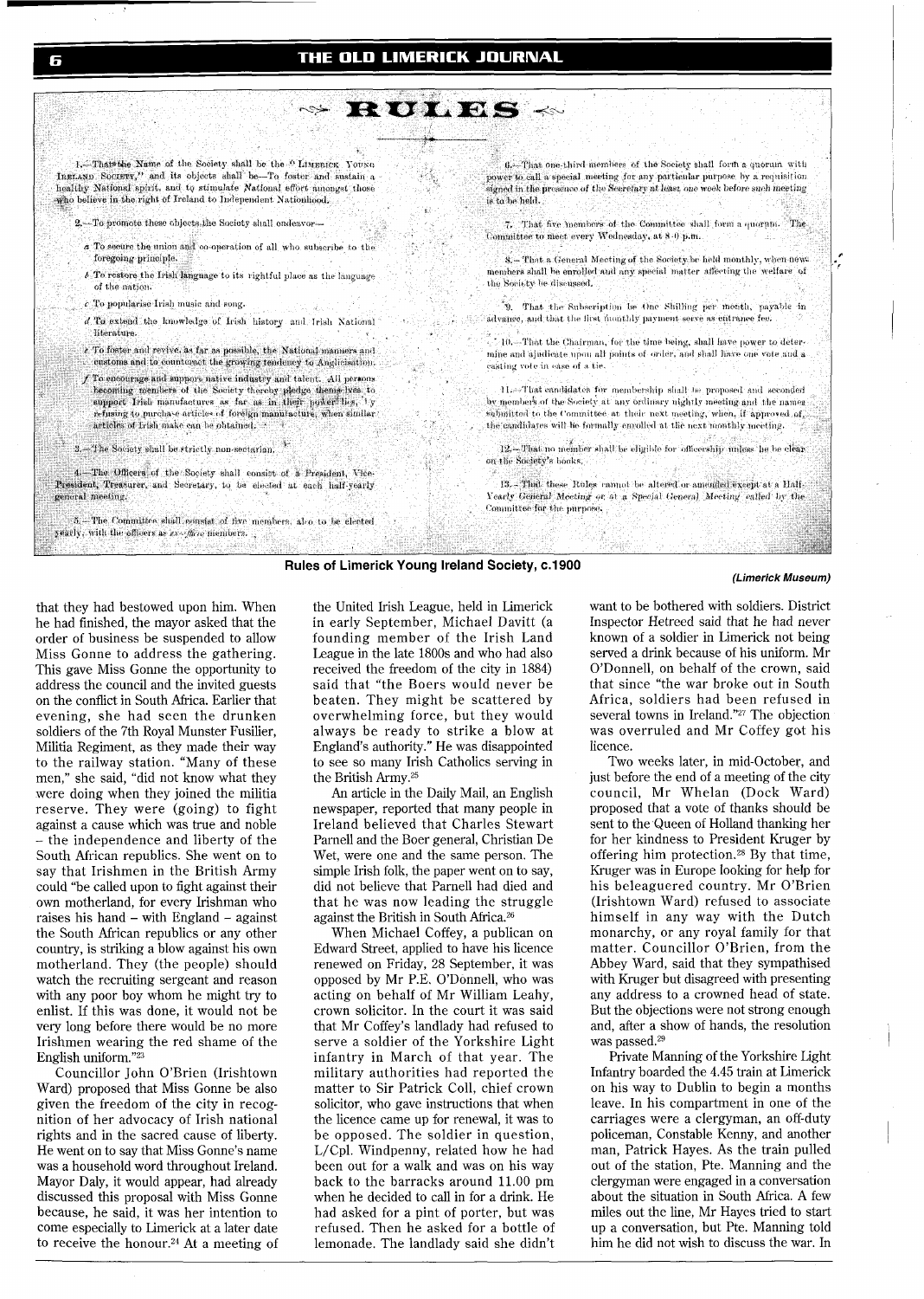# RULES

1.—That the Name of the Society shall be the "LIMERICK YOUNG IRELAND SOCIETY," and its objects shall be—To foster and sustain a healthy National spirit, and to stimulate National effort amongst those who believe in the right of Ireland to Independent Nationhood.

2.—To promote these objects the Society shall endeavor—

*a* To secure the union and co-operation of all who subscribe to the foregoing principle.

*b* To restore the Irish language to its rightful place as the language of the nation.

*c* To popularise Irish music and song.

*d* To extend the knowledge of Irish history and Irish National literature.

*e* To foster and revive, as far as possible, the National manners and customs and to counteract the growing tendency to Anglicisation.

*f* To encourage and support native industry and talent. All persons becoming members of the Society thereby pledge themselves to support Irish manufactures as far as in their power lies, by refusing to purchase articles of foreign manufacture, when similar articles of Irish make can be obtained.

3.—The Society shall be strictly non-sectarian.

4.—The Officers of the Society shall consist of a President, Vice-President, Treasurer, and Secretary, to be elected at each half-yearly general meeting.

5.—The Committee shall consist of five members, also to be elected yearly, with the officers as *ex-officio* members.

6.—That one-third members of the Society shall form a quorum with power to call a special meeting for any particular purpose by a requisition signed in the presence of the Secretary *at least one* week before such meeting is to be held.

7.—That five members of the Committee shall form a quorum. The Committee to meet every Wednesday, at 8·0 p.m.

8.—That a General Meeting of the Society be held monthly, when new members shall be enrolled and any special matter affecting the welfare of the Society be discussed.

9.—That the Subscription be One Shilling per month, payable in advance, and that the first monthly payment serve as entrance fee.

10.—That the Chairman, for the time being, shall have power to determine and adjudicate upon all points of order, and shall have one vote and a casting vote in case of a tie.

11.—That candidates for membership shall be proposed and seconded by members of the Society at any ordinary nightly meeting and the names submitted to the Committee at their next meeting, when, if approved of, the candidates will be formally enrolled at the next monthly meeting.

12.—That no member shall be eligible for officership unless he be clear on the Society's books.

13.—That these Rules cannot be altered or amended except at a Half-Yearly General Meeting or at a Special General Meeting called by the Committee for the purpose.

**Rules of Limerick Young Ireland Society, c.1900**

*(Limerick Museum)*

that they had bestowed upon him. When he had finished, the mayor asked that the order of business be suspended to allow Miss Gonne to address the gathering. This gave Miss Gonne the opportunity to address the council and the invited guests on the conflict in South Africa. Earlier that evening, she had seen the drunken soldiers of the 7th Royal Munster Fusilier, Militia Regiment, as they made their way to the railway station. "Many of these men," she said, "did not know what they were doing when they joined the militia reserve. They were (going) to fight against a cause which was true and noble – the independence and liberty of the South African republics. She went on to say that Irishmen in the British Army could "be called upon to fight against their own motherland, for every Irishman who raises his hand – with England – against the South African republics or any other country, is striking a blow against his own motherland. They (the people) should watch the recruiting sergeant and reason with any poor boy whom he might try to enlist. If this was done, it would not be very long before there would be no more Irishmen wearing the red shame of the English uniform."[23]

Councillor John O'Brien (Irishtown Ward) proposed that Miss Gonne be also given the freedom of the city in recognition of her advocacy of Irish national rights and in the sacred cause of liberty. He went on to say that Miss Gonne's name was a household word throughout Ireland. Mayor Daly, it would appear, had already discussed this proposal with Miss Gonne because, he said, it was her intention to come especially to Limerick at a later date to receive the honour.[24] At a meeting of the United Irish League, held in Limerick in early September, Michael Davitt (a founding member of the Irish Land League in the late 1800s and who had also received the freedom of the city in 1884) said that "the Boers would never be beaten. They might be scattered by overwhelming force, but they would always be ready to strike a blow at England's authority." He was disappointed to see so many Irish Catholics serving in the British Army.[25]

An article in the Daily Mail, an English newspaper, reported that many people in Ireland believed that Charles Stewart Parnell and the Boer general, Christian De Wet, were one and the same person. The simple Irish folk, the paper went on to say, did not believe that Parnell had died and that he was now leading the struggle against the British in South Africa.[26]

When Michael Coffey, a publican on Edward Street, applied to have his licence renewed on Friday, 28 September, it was opposed by Mr P.E. O'Donnell, who was acting on behalf of Mr William Leahy, crown solicitor. In the court it was said that Mr Coffey's landlady had refused to serve a soldier of the Yorkshire Light infantry in March of that year. The military authorities had reported the matter to Sir Patrick Coll, chief crown solicitor, who gave instructions that when the licence came up for renewal, it was to be opposed. The soldier in question, L/Cpl. Windpenny, related how he had been out for a walk and was on his way back to the barracks around 11.00 pm when he decided to call in for a drink. He had asked for a pint of porter, but was refused. Then he asked for a bottle of lemonade. The landlady said she didn't want to be bothered with soldiers. District Inspector Hetreed said that he had never known of a soldier in Limerick not being served a drink because of his uniform. Mr O'Donnell, on behalf of the crown, said that since "the war broke out in South Africa, soldiers had been refused in several towns in Ireland."[27] The objection was overruled and Mr Coffey got his licence.

Two weeks later, in mid-October, and just before the end of a meeting of the city council, Mr Whelan (Dock Ward) proposed that a vote of thanks should be sent to the Queen of Holland thanking her for her kindness to President Kruger by offering him protection.[28] By that time, Kruger was in Europe looking for help for his beleaguered country. Mr O'Brien (Irishtown Ward) refused to associate himself in any way with the Dutch monarchy, or any royal family for that matter. Councillor O'Brien, from the Abbey Ward, said that they sympathised with Kruger but disagreed with presenting any address to a crowned head of state. But the objections were not strong enough and, after a show of hands, the resolution was passed.[29]

Private Manning of the Yorkshire Light Infantry boarded the 4.45 train at Limerick on his way to Dublin to begin a months leave. In his compartment in one of the carriages were a clergyman, an off-duty policeman, Constable Kenny, and another man, Patrick Hayes. As the train pulled out of the station, Pte. Manning and the clergyman were engaged in a conversation about the situation in South Africa. A few miles out the line, Mr Hayes tried to start up a conversation, but Pte. Manning told him he did not wish to discuss the war. In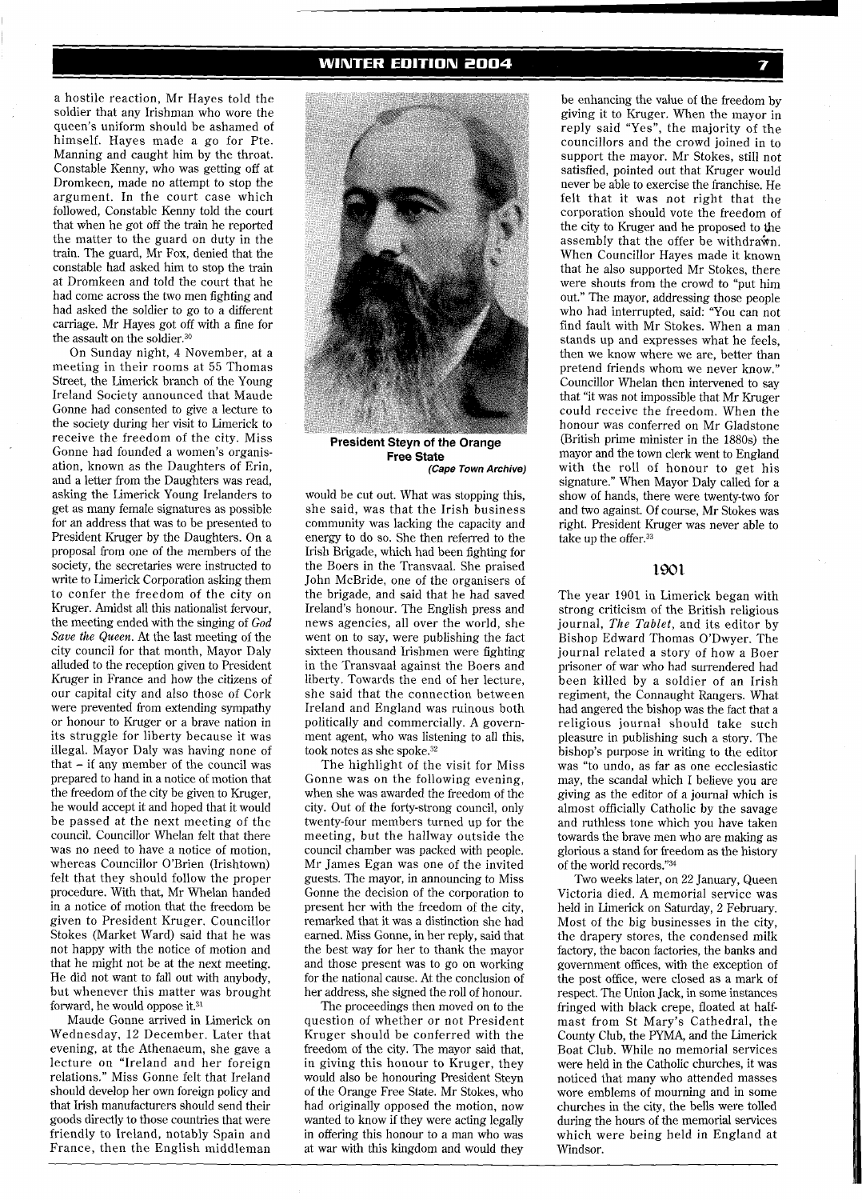a hostile reaction, Mr Hayes told the soldier that any Irishman who wore the queen's uniform should be ashamed of himself. Hayes made a go for Pte. Manning and caught him by the throat. Constable Kenny, who was getting off at Dromkeen, made no attempt to stop the argument. In the court case which followed, Constable Kenny told the court that when he got off the train he reported the matter to the guard on duty in the train. The guard, Mr Fox, denied that the constable had asked him to stop the train at Dromkeen and told the court that he had come across the two men fighting and had asked the soldier to go to a different carriage. Mr Hayes got off with a fine for the assault on the soldier.[30]

On Sunday night, 4 November, at a meeting in their rooms at 55 Thomas Street, the Limerick branch of the Young Ireland Society announced that Maude Gonne had consented to give a lecture to the society during her visit to Limerick to receive the freedom of the city. Miss Gonne had founded a women's organisation, known as the Daughters of Erin, and a letter from the Daughters was read, asking the Limerick Young Irelanders to get as many female signatures as possible for an address that was to be presented to President Kruger by the Daughters. On a proposal from one of the members of the society, the secretaries were instructed to write to Limerick Corporation asking them to confer the freedom of the city on Kruger. Amidst all this nationalist fervour, the meeting ended with the singing of *God Save the Queen*. At the last meeting of the city council for that month, Mayor Daly alluded to the reception given to President Kruger in France and how the citizens of our capital city and also those of Cork were prevented from extending sympathy or honour to Kruger or a brave nation in its struggle for liberty because it was illegal. Mayor Daly was having none of that – if any member of the council was prepared to hand in a notice of motion that the freedom of the city be given to Kruger, he would accept it and hoped that it would be passed at the next meeting of the council. Councillor Whelan felt that there was no need to have a notice of motion, whereas Councillor O'Brien (Irishtown) felt that they should follow the proper procedure. With that, Mr Whelan handed in a notice of motion that the freedom be given to President Kruger. Councillor Stokes (Market Ward) said that he was not happy with the notice of motion and that he might not be at the next meeting. He did not want to fall out with anybody, but whenever this matter was brought forward, he would oppose it.[31]

Maude Gonne arrived in Limerick on Wednesday, 12 December. Later that evening, at the Athenaeum, she gave a lecture on "Ireland and her foreign relations." Miss Gonne felt that Ireland should develop her own foreign policy and that Irish manufacturers should send their goods directly to those countries that were friendly to Ireland, notably Spain and France, then the English middleman would be cut out. What was stopping this, she said, was that the Irish business community was lacking the capacity and energy to do so. She then referred to the Irish Brigade, which had been fighting for the Boers in the Transvaal. She praised John McBride, one of the organisers of the brigade, and said that he had saved Ireland's honour. The English press and news agencies, all over the world, she went on to say, were publishing the fact sixteen thousand Irishmen were fighting in the Transvaal against the Boers and liberty. Towards the end of her lecture, she said that the connection between Ireland and England was ruinous both politically and commercially. A government agent, who was listening to all this, took notes as she spoke.[32]

**President Steyn of the Orange Free State**
*(Cape Town Archive)*

The highlight of the visit for Miss Gonne was on the following evening, when she was awarded the freedom of the city. Out of the forty-strong council, only twenty-four members turned up for the meeting, but the hallway outside the council chamber was packed with people. Mr James Egan was one of the invited guests. The mayor, in announcing to Miss Gonne the decision of the corporation to present her with the freedom of the city, remarked that it was a distinction she had earned. Miss Gonne, in her reply, said that the best way for her to thank the mayor and those present was to go on working for the national cause. At the conclusion of her address, she signed the roll of honour.

The proceedings then moved on to the question of whether or not President Kruger should be conferred with the freedom of the city. The mayor said that, in giving this honour to Kruger, they would also be honouring President Steyn of the Orange Free State. Mr Stokes, who had originally opposed the motion, now wanted to know if they were acting legally in offering this honour to a man who was at war with this kingdom and would they be enhancing the value of the freedom by giving it to Kruger. When the mayor in reply said "Yes", the majority of the councillors and the crowd joined in to support the mayor. Mr Stokes, still not satisfied, pointed out that Kruger would never be able to exercise the franchise. He felt that it was not right that the corporation should vote the freedom of the city to Kruger and he proposed to the assembly that the offer be withdrawn. When Councillor Hayes made it known that he also supported Mr Stokes, there were shouts from the crowd to "put him out." The mayor, addressing those people who had interrupted, said: "You can not find fault with Mr Stokes. When a man stands up and expresses what he feels, then we know where we are, better than pretend friends whom we never know." Councillor Whelan then intervened to say that "it was not impossible that Mr Kruger could receive the freedom. When the honour was conferred on Mr Gladstone (British prime minister in the 1880s) the mayor and the town clerk went to England with the roll of honour to get his signature." When Mayor Daly called for a show of hands, there were twenty-two for and two against. Of course, Mr Stokes was right. President Kruger was never able to take up the offer.[33]

## 1901

The year 1901 in Limerick began with strong criticism of the British religious journal, *The Tablet*, and its editor by Bishop Edward Thomas O'Dwyer. The journal related a story of how a Boer prisoner of war who had surrendered had been killed by a soldier of an Irish regiment, the Connaught Rangers. What had angered the bishop was the fact that a religious journal should take such pleasure in publishing such a story. The bishop's purpose in writing to the editor was "to undo, as far as one ecclesiastic may, the scandal which I believe you are giving as the editor of a journal which is almost officially Catholic by the savage and ruthless tone which you have taken towards the brave men who are making as glorious a stand for freedom as the history of the world records."[34]

Two weeks later, on 22 January, Queen Victoria died. A memorial service was held in Limerick on Saturday, 2 February. Most of the big businesses in the city, the drapery stores, the condensed milk factory, the bacon factories, the banks and government offices, with the exception of the post office, were closed as a mark of respect. The Union Jack, in some instances fringed with black crepe, floated at half-mast from St Mary's Cathedral, the County Club, the PYMA, and the Limerick Boat Club. While no memorial services were held in the Catholic churches, it was noticed that many who attended masses wore emblems of mourning and in some churches in the city, the bells were tolled during the hours of the memorial services which were being held in England at Windsor.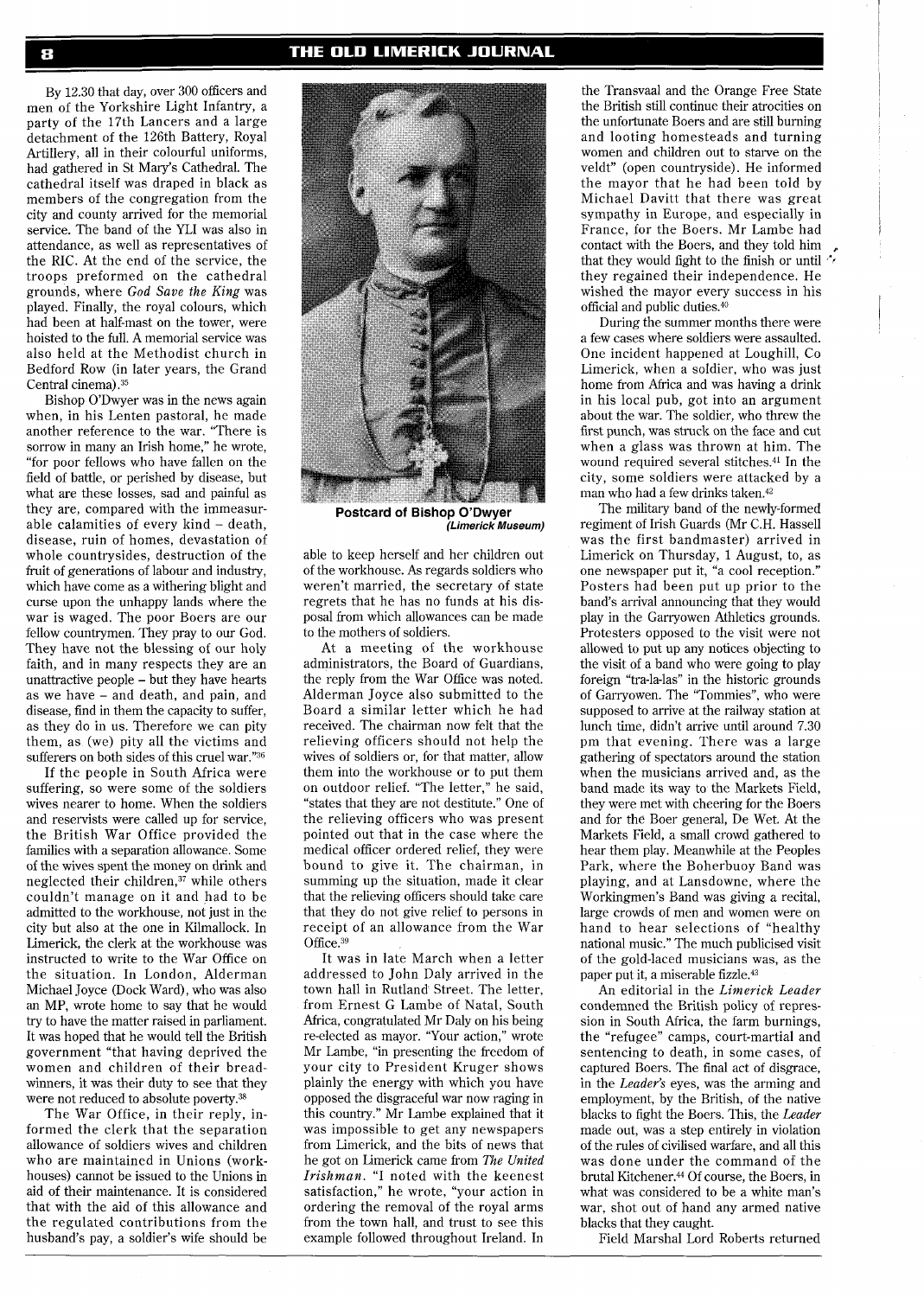By 12.30 that day, over 300 officers and men of the Yorkshire Light Infantry, a party of the 17th Lancers and a large detachment of the 126th Battery, Royal Artillery, all in their colourful uniforms, had gathered in St Mary's Cathedral. The cathedral itself was draped in black as members of the congregation from the city and county arrived for the memorial service. The band of the YLI was also in attendance, as well as representatives of the RIC. At the end of the service, the troops preformed on the cathedral grounds, where *God Save the King* was played. Finally, the royal colours, which had been at half-mast on the tower, were hoisted to the full. A memorial service was also held at the Methodist church in Bedford Row (in later years, the Grand Central cinema).[35]

Bishop O'Dwyer was in the news again when, in his Lenten pastoral, he made another reference to the war. "There is sorrow in many an Irish home," he wrote, "for poor fellows who have fallen on the field of battle, or perished by disease, but what are these losses, sad and painful as they are, compared with the immeasurable calamities of every kind – death, disease, ruin of homes, devastation of whole countrysides, destruction of the fruit of generations of labour and industry, which have come as a withering blight and curse upon the unhappy lands where the war is waged. The poor Boers are our fellow countrymen. They pray to our God. They have not the blessing of our holy faith, and in many respects they are an unattractive people – but they have hearts as we have – and death, and pain, and disease, find in them the capacity to suffer, as they do in us. Therefore we can pity them, as (we) pity all the victims and sufferers on both sides of this cruel war."[36]

If the people in South Africa were suffering, so were some of the soldiers wives nearer to home. When the soldiers and reservists were called up for service, the British War Office provided the families with a separation allowance. Some of the wives spent the money on drink and neglected their children,[37] while others couldn't manage on it and had to be admitted to the workhouse, not just in the city but also at the one in Kilmallock. In Limerick, the clerk at the workhouse was instructed to write to the War Office on the situation. In London, Alderman Michael Joyce (Dock Ward), who was also an MP, wrote home to say that he would try to have the matter raised in parliament. It was hoped that he would tell the British government "that having deprived the women and children of their breadwinners, it was their duty to see that they were not reduced to absolute poverty.[38]

The War Office, in their reply, informed the clerk that the separation allowance of soldiers wives and children who are maintained in Unions (workhouses) cannot be issued to the Unions in aid of their maintenance. It is considered that with the aid of this allowance and the regulated contributions from the husband's pay, a soldier's wife should be able to keep herself and her children out of the workhouse. As regards soldiers who weren't married, the secretary of state regrets that he has no funds at his disposal from which allowances can be made to the mothers of soldiers.

**Postcard of Bishop O'Dwyer**
***(Limerick Museum)***

At a meeting of the workhouse administrators, the Board of Guardians, the reply from the War Office was noted. Alderman Joyce also submitted to the Board a similar letter which he had received. The chairman now felt that the relieving officers should not help the wives of soldiers or, for that matter, allow them into the workhouse or to put them on outdoor relief. "The letter," he said, "states that they are not destitute." One of the relieving officers who was present pointed out that in the case where the medical officer ordered relief, they were bound to give it. The chairman, in summing up the situation, made it clear that the relieving officers should take care that they do not give relief to persons in receipt of an allowance from the War Office.[39]

It was in late March when a letter addressed to John Daly arrived in the town hall in Rutland Street. The letter, from Ernest G Lambe of Natal, South Africa, congratulated Mr Daly on his being re-elected as mayor. "Your action," wrote Mr Lambe, "in presenting the freedom of your city to President Kruger shows plainly the energy with which you have opposed the disgraceful war now raging in this country." Mr Lambe explained that it was impossible to get any newspapers from Limerick, and the bits of news that he got on Limerick came from *The United Irishman*. "I noted with the keenest satisfaction," he wrote, "your action in ordering the removal of the royal arms from the town hall, and trust to see this example followed throughout Ireland. In the Transvaal and the Orange Free State the British still continue their atrocities on the unfortunate Boers and are still burning and looting homesteads and turning women and children out to starve on the veldt" (open countryside). He informed the mayor that he had been told by Michael Davitt that there was great sympathy in Europe, and especially in France, for the Boers. Mr Lambe had contact with the Boers, and they told him that they would fight to the finish or until they regained their independence. He wished the mayor every success in his official and public duties.[40]

During the summer months there were a few cases where soldiers were assaulted. One incident happened at Loughill, Co Limerick, when a soldier, who was just home from Africa and was having a drink in his local pub, got into an argument about the war. The soldier, who threw the first punch, was struck on the face and cut when a glass was thrown at him. The wound required several stitches.[41] In the city, some soldiers were attacked by a man who had a few drinks taken.[42]

The military band of the newly-formed regiment of Irish Guards (Mr C.H. Hassell was the first bandmaster) arrived in Limerick on Thursday, 1 August, to, as one newspaper put it, "a cool reception." Posters had been put up prior to the band's arrival announcing that they would play in the Garryowen Athletics grounds. Protesters opposed to the visit were not allowed to put up any notices objecting to the visit of a band who were going to play foreign "tra-la-las" in the historic grounds of Garryowen. The "Tommies", who were supposed to arrive at the railway station at lunch time, didn't arrive until around 7.30 pm that evening. There was a large gathering of spectators around the station when the musicians arrived and, as the band made its way to the Markets Field, they were met with cheering for the Boers and for the Boer general, De Wet. At the Markets Field, a small crowd gathered to hear them play. Meanwhile at the Peoples Park, where the Boherbuoy Band was playing, and at Lansdowne, where the Workingmen's Band was giving a recital, large crowds of men and women were on hand to hear selections of "healthy national music." The much publicised visit of the gold-laced musicians was, as the paper put it, a miserable fizzle.[43]

An editorial in the *Limerick Leader* condemned the British policy of repression in South Africa, the farm burnings, the "refugee" camps, court-martial and sentencing to death, in some cases, of captured Boers. The final act of disgrace, in the *Leader's* eyes, was the arming and employment, by the British, of the native blacks to fight the Boers. This, the *Leader* made out, was a step entirely in violation of the rules of civilised warfare, and all this was done under the command of the brutal Kitchener.[44] Of course, the Boers, in what was considered to be a white man's war, shot out of hand any armed native blacks that they caught.

Field Marshal Lord Roberts returned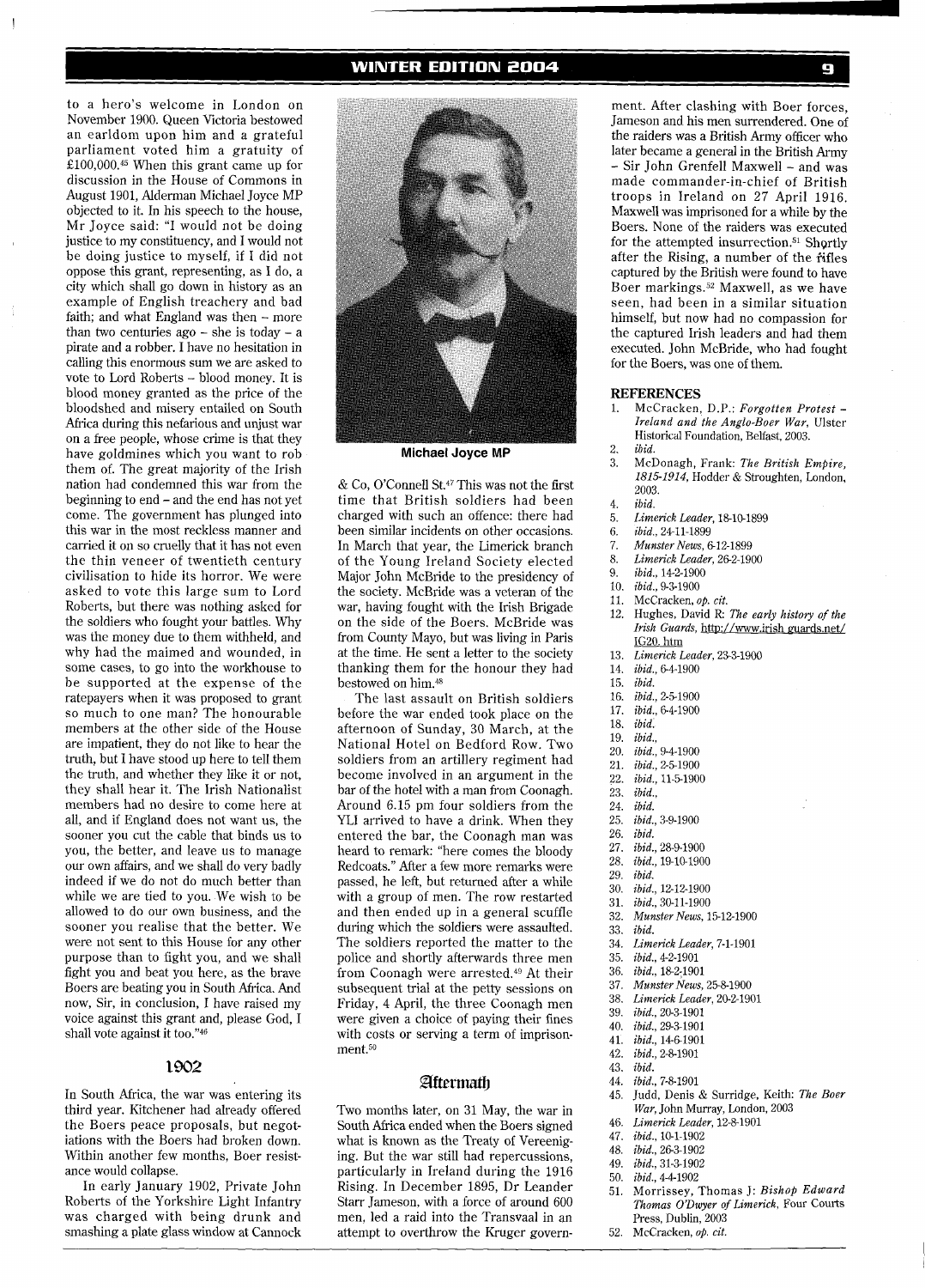to a hero's welcome in London on November 1900. Queen Victoria bestowed an earldom upon him and a grateful parliament voted him a gratuity of £100,000.[45] When this grant came up for discussion in the House of Commons in August 1901, Alderman Michael Joyce MP objected to it. In his speech to the house, Mr Joyce said: "I would not be doing justice to my constituency, and I would not be doing justice to myself, if I did not oppose this grant, representing, as I do, a city which shall go down in history as an example of English treachery and bad faith; and what England was then – more than two centuries ago – she is today – a pirate and a robber. I have no hesitation in calling this enormous sum we are asked to vote to Lord Roberts – blood money. It is blood money granted as the price of the bloodshed and misery entailed on South Africa during this nefarious and unjust war on a free people, whose crime is that they have goldmines which you want to rob them of. The great majority of the Irish nation had condemned this war from the beginning to end – and the end has not yet come. The government has plunged into this war in the most reckless manner and carried it on so cruelly that it has not even the thin veneer of twentieth century civilisation to hide its horror. We were asked to vote this large sum to Lord Roberts, but there was nothing asked for the soldiers who fought your battles. Why was the money due to them withheld, and why had the maimed and wounded, in some cases, to go into the workhouse to be supported at the expense of the ratepayers when it was proposed to grant so much to one man? The honourable members at the other side of the House are impatient, they do not like to hear the truth, but I have stood up here to tell them the truth, and whether they like it or not, they shall hear it. The Irish Nationalist members had no desire to come here at all, and if England does not want us, the sooner you cut the cable that binds us to you, the better, and leave us to manage our own affairs, and we shall do very badly indeed if we do not do much better than while we are tied to you. We wish to be allowed to do our own business, and the sooner you realise that the better. We were not sent to this House for any other purpose than to fight you, and we shall fight you and beat you here, as the brave Boers are beating you in South Africa. And now, Sir, in conclusion, I have raised my voice against this grant and, please God, I shall vote against it too."[46]

## 1902

In South Africa, the war was entering its third year. Kitchener had already offered the Boers peace proposals, but negotiations with the Boers had broken down. Within another few months, Boer resistance would collapse.

In early January 1902, Private John Roberts of the Yorkshire Light Infantry was charged with being drunk and smashing a plate glass window at Cannock & Co, O'Connell St.[47] This was not the first time that British soldiers had been charged with such an offence: there had been similar incidents on other occasions. In March that year, the Limerick branch of the Young Ireland Society elected Major John McBride to the presidency of the society. McBride was a veteran of the war, having fought with the Irish Brigade on the side of the Boers. McBride was from County Mayo, but was living in Paris at the time. He sent a letter to the society thanking them for the honour they had bestowed on him.[48]

**Michael Joyce MP**

The last assault on British soldiers before the war ended took place on the afternoon of Sunday, 30 March, at the National Hotel on Bedford Row. Two soldiers from an artillery regiment had become involved in an argument in the bar of the hotel with a man from Coonagh. Around 6.15 pm four soldiers from the YLI arrived to have a drink. When they entered the bar, the Coonagh man was heard to remark: "here comes the bloody Redcoats." After a few more remarks were passed, he left, but returned after a while with a group of men. The row restarted and then ended up in a general scuffle during which the soldiers were assaulted. The soldiers reported the matter to the police and shortly afterwards three men from Coonagh were arrested.[49] At their subsequent trial at the petty sessions on Friday, 4 April, the three Coonagh men were given a choice of paying their fines with costs or serving a term of imprisonment.[50]

## Aftermath

Two months later, on 31 May, the war in South Africa ended when the Boers signed what is known as the Treaty of Vereeniging. But the war still had repercussions, particularly in Ireland during the 1916 Rising. In December 1895, Dr Leander Starr Jameson, with a force of around 600 men, led a raid into the Transvaal in an attempt to overthrow the Kruger government. After clashing with Boer forces, Jameson and his men surrendered. One of the raiders was a British Army officer who later became a general in the British Army – Sir John Grenfell Maxwell – and was made commander-in-chief of British troops in Ireland on 27 April 1916. Maxwell was imprisoned for a while by the Boers. None of the raiders was executed for the attempted insurrection.[51] Shortly after the Rising, a number of the rifles captured by the British were found to have Boer markings.[52] Maxwell, as we have seen, had been in a similar situation himself, but now had no compassion for the captured Irish leaders and had them executed. John McBride, who had fought for the Boers, was one of them.

## REFERENCES

1. McCracken, D.P.: *Forgotten Protest – Ireland and the Anglo-Boer War*, Ulster Historical Foundation, Belfast, 2003.
2. *ibid.*
3. McDonagh, Frank: *The British Empire, 1815-1914*, Hodder & Stroughten, London, 2003.
4. *ibid.*
5. *Limerick Leader*, 18-10-1899
6. *ibid.*, 24-11-1899
7. *Munster News*, 6-12-1899
8. *Limerick Leader*, 26-2-1900
9. *ibid.*, 14-2-1900
10. *ibid.*, 9-3-1900
11. McCracken, *op. cit.*
12. Hughes, David R: *The early history of the Irish Guards*, http://www.irish guards.net/IG20. htm
13. *Limerick Leader*, 23-3-1900
14. *ibid.*, 6-4-1900
15. *ibid.*
16. *ibid.*, 2-5-1900
17. *ibid.*, 6-4-1900
18. *ibid.*
19. *ibid.*,
20. *ibid.*, 9-4-1900
21. *ibid.*, 2-5-1900
22. *ibid.*, 11-5-1900
23. *ibid.*,
24. *ibid.*
25. *ibid.*, 3-9-1900
26. *ibid.*
27. *ibid.*, 28-9-1900
28. *ibid.*, 19-10-1900
29. *ibid.*
30. *ibid.*, 12-12-1900
31. *ibid.*, 30-11-1900
32. *Munster News*, 15-12-1900
33. *ibid.*
34. *Limerick Leader*, 7-1-1901
35. *ibid.*, 4-2-1901
36. *ibid.*, 18-2-1901
37. *Munster News*, 25-8-1900
38. *Limerick Leader*, 20-2-1901
39. *ibid.*, 20-3-1901
40. *ibid.*, 29-3-1901
41. *ibid.*, 14-6-1901
42. *ibid.*, 2-8-1901
43. *ibid.*
44. *ibid.*, 7-8-1901
45. Judd, Denis & Surridge, Keith: *The Boer War*, John Murray, London, 2003
46. *Limerick Leader*, 12-8-1901
47. *ibid.*, 10-1-1902
48. *ibid.*, 26-3-1902
49. *ibid.*, 31-3-1902
50. *ibid.*, 4-4-1902
51. Morrissey, Thomas J: *Bishop Edward Thomas O'Dwyer of Limerick*, Four Courts Press, Dublin, 2003
52. McCracken, *op. cit.*